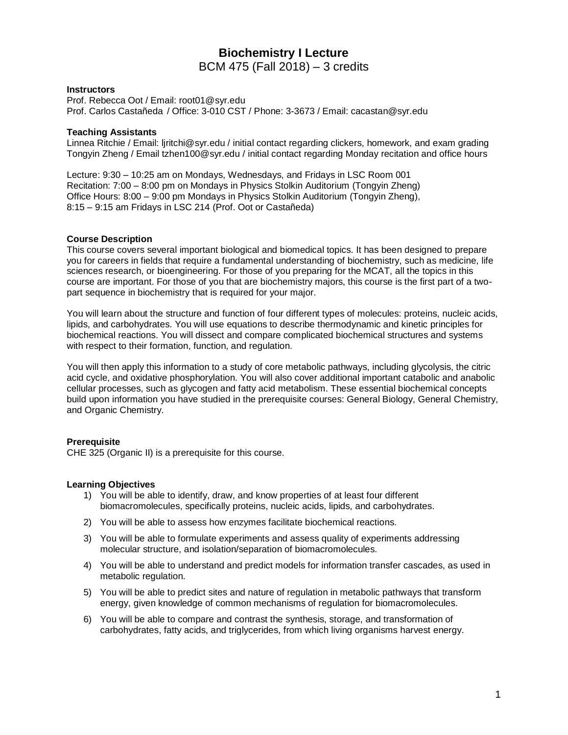# Biochemistry I Lecture

BCM 475 (Fall 2018) – 3 credits

### Instructors

Prof. Rebecca Oot / Email: root01@syr.edu
Prof. Carlos Castañeda / Office: 3-010 CST / Phone: 3-3673 / Email: cacastan@syr.edu

### Teaching Assistants

Linnea Ritchie / Email: ljritchi@syr.edu / initial contact regarding clickers, homework, and exam grading
Tongyin Zheng / Email tzhen100@syr.edu / initial contact regarding Monday recitation and office hours

Lecture: 9:30 – 10:25 am on Mondays, Wednesdays, and Fridays in LSC Room 001
Recitation: 7:00 – 8:00 pm on Mondays in Physics Stolkin Auditorium (Tongyin Zheng)
Office Hours: 8:00 – 9:00 pm Mondays in Physics Stolkin Auditorium (Tongyin Zheng),
8:15 – 9:15 am Fridays in LSC 214 (Prof. Oot or Castañeda)

### Course Description

This course covers several important biological and biomedical topics. It has been designed to prepare you for careers in fields that require a fundamental understanding of biochemistry, such as medicine, life sciences research, or bioengineering. For those of you preparing for the MCAT, all the topics in this course are important. For those of you that are biochemistry majors, this course is the first part of a two-part sequence in biochemistry that is required for your major.

You will learn about the structure and function of four different types of molecules: proteins, nucleic acids, lipids, and carbohydrates. You will use equations to describe thermodynamic and kinetic principles for biochemical reactions. You will dissect and compare complicated biochemical structures and systems with respect to their formation, function, and regulation.

You will then apply this information to a study of core metabolic pathways, including glycolysis, the citric acid cycle, and oxidative phosphorylation. You will also cover additional important catabolic and anabolic cellular processes, such as glycogen and fatty acid metabolism. These essential biochemical concepts build upon information you have studied in the prerequisite courses: General Biology, General Chemistry, and Organic Chemistry.

### Prerequisite

CHE 325 (Organic II) is a prerequisite for this course.

### Learning Objectives

1) You will be able to identify, draw, and know properties of at least four different biomacromolecules, specifically proteins, nucleic acids, lipids, and carbohydrates.
2) You will be able to assess how enzymes facilitate biochemical reactions.
3) You will be able to formulate experiments and assess quality of experiments addressing molecular structure, and isolation/separation of biomacromolecules.
4) You will be able to understand and predict models for information transfer cascades, as used in metabolic regulation.
5) You will be able to predict sites and nature of regulation in metabolic pathways that transform energy, given knowledge of common mechanisms of regulation for biomacromolecules.
6) You will be able to compare and contrast the synthesis, storage, and transformation of carbohydrates, fatty acids, and triglycerides, from which living organisms harvest energy.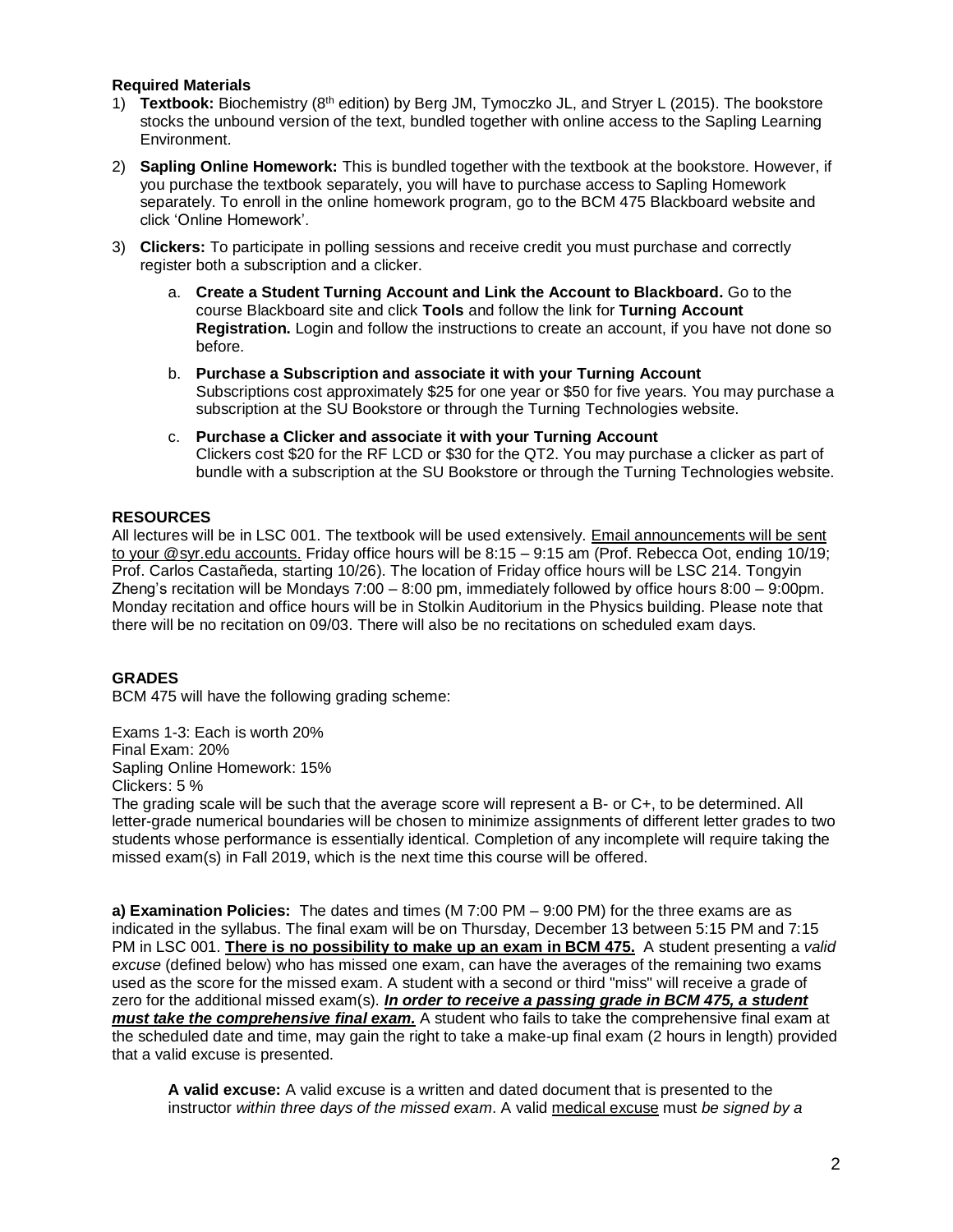**Required Materials**

1) **Textbook:** Biochemistry (8th edition) by Berg JM, Tymoczko JL, and Stryer L (2015). The bookstore stocks the unbound version of the text, bundled together with online access to the Sapling Learning Environment.
2) **Sapling Online Homework:** This is bundled together with the textbook at the bookstore. However, if you purchase the textbook separately, you will have to purchase access to Sapling Homework separately. To enroll in the online homework program, go to the BCM 475 Blackboard website and click 'Online Homework'.
3) **Clickers:** To participate in polling sessions and receive credit you must purchase and correctly register both a subscription and a clicker.
    a. **Create a Student Turning Account and Link the Account to Blackboard.** Go to the course Blackboard site and click **Tools** and follow the link for **Turning Account Registration.** Login and follow the instructions to create an account, if you have not done so before.
    b. **Purchase a Subscription and associate it with your Turning Account** Subscriptions cost approximately $25 for one year or $50 for five years. You may purchase a subscription at the SU Bookstore or through the Turning Technologies website.
    c. **Purchase a Clicker and associate it with your Turning Account** Clickers cost $20 for the RF LCD or $30 for the QT2. You may purchase a clicker as part of bundle with a subscription at the SU Bookstore or through the Turning Technologies website.

**RESOURCES**

All lectures will be in LSC 001. The textbook will be used extensively. Email announcements will be sent to your @syr.edu accounts. Friday office hours will be 8:15 – 9:15 am (Prof. Rebecca Oot, ending 10/19; Prof. Carlos Castañeda, starting 10/26). The location of Friday office hours will be LSC 214. Tongyin Zheng's recitation will be Mondays 7:00 – 8:00 pm, immediately followed by office hours 8:00 – 9:00pm. Monday recitation and office hours will be in Stolkin Auditorium in the Physics building. Please note that there will be no recitation on 09/03. There will also be no recitations on scheduled exam days.

**GRADES**

BCM 475 will have the following grading scheme:

Exams 1-3: Each is worth 20%
Final Exam: 20%
Sapling Online Homework: 15%
Clickers: 5 %
The grading scale will be such that the average score will represent a B- or C+, to be determined. All letter-grade numerical boundaries will be chosen to minimize assignments of different letter grades to two students whose performance is essentially identical. Completion of any incomplete will require taking the missed exam(s) in Fall 2019, which is the next time this course will be offered.

**a) Examination Policies:** The dates and times (M 7:00 PM – 9:00 PM) for the three exams are as indicated in the syllabus. The final exam will be on Thursday, December 13 between 5:15 PM and 7:15 PM in LSC 001. **There is no possibility to make up an exam in BCM 475.** A student presenting a *valid excuse* (defined below) who has missed one exam, can have the averages of the remaining two exams used as the score for the missed exam. A student with a second or third "miss" will receive a grade of zero for the additional missed exam(s). ***In order to receive a passing grade in BCM 475, a student must take the comprehensive final exam.*** A student who fails to take the comprehensive final exam at the scheduled date and time, may gain the right to take a make-up final exam (2 hours in length) provided that a valid excuse is presented.

> **A valid excuse:** A valid excuse is a written and dated document that is presented to the instructor *within three days of the missed exam*. A valid medical excuse must *be signed by a*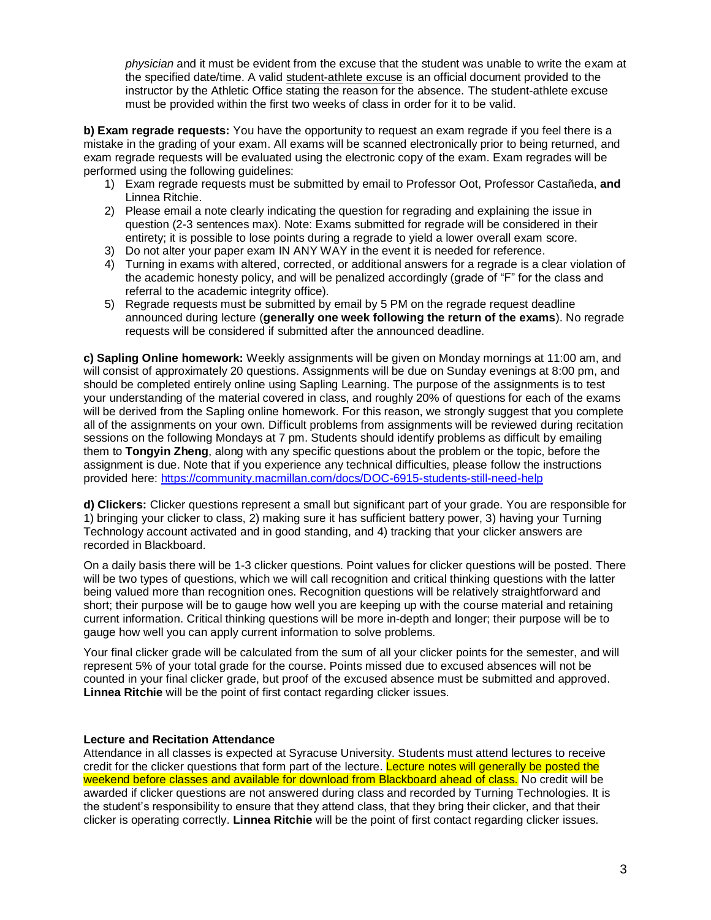*physician* and it must be evident from the excuse that the student was unable to write the exam at the specified date/time. A valid student-athlete excuse is an official document provided to the instructor by the Athletic Office stating the reason for the absence. The student-athlete excuse must be provided within the first two weeks of class in order for it to be valid.

**b) Exam regrade requests:** You have the opportunity to request an exam regrade if you feel there is a mistake in the grading of your exam. All exams will be scanned electronically prior to being returned, and exam regrade requests will be evaluated using the electronic copy of the exam. Exam regrades will be performed using the following guidelines:

1) Exam regrade requests must be submitted by email to Professor Oot, Professor Castañeda, **and** Linnea Ritchie.
2) Please email a note clearly indicating the question for regrading and explaining the issue in question (2-3 sentences max). Note: Exams submitted for regrade will be considered in their entirety; it is possible to lose points during a regrade to yield a lower overall exam score.
3) Do not alter your paper exam IN ANY WAY in the event it is needed for reference.
4) Turning in exams with altered, corrected, or additional answers for a regrade is a clear violation of the academic honesty policy, and will be penalized accordingly (grade of "F" for the class and referral to the academic integrity office).
5) Regrade requests must be submitted by email by 5 PM on the regrade request deadline announced during lecture (**generally one week following the return of the exams**). No regrade requests will be considered if submitted after the announced deadline.

**c) Sapling Online homework:** Weekly assignments will be given on Monday mornings at 11:00 am, and will consist of approximately 20 questions. Assignments will be due on Sunday evenings at 8:00 pm, and should be completed entirely online using Sapling Learning. The purpose of the assignments is to test your understanding of the material covered in class, and roughly 20% of questions for each of the exams will be derived from the Sapling online homework. For this reason, we strongly suggest that you complete all of the assignments on your own. Difficult problems from assignments will be reviewed during recitation sessions on the following Mondays at 7 pm. Students should identify problems as difficult by emailing them to **Tongyin Zheng**, along with any specific questions about the problem or the topic, before the assignment is due. Note that if you experience any technical difficulties, please follow the instructions provided here: https://community.macmillan.com/docs/DOC-6915-students-still-need-help

**d) Clickers:** Clicker questions represent a small but significant part of your grade. You are responsible for 1) bringing your clicker to class, 2) making sure it has sufficient battery power, 3) having your Turning Technology account activated and in good standing, and 4) tracking that your clicker answers are recorded in Blackboard.

On a daily basis there will be 1-3 clicker questions. Point values for clicker questions will be posted. There will be two types of questions, which we will call recognition and critical thinking questions with the latter being valued more than recognition ones. Recognition questions will be relatively straightforward and short; their purpose will be to gauge how well you are keeping up with the course material and retaining current information. Critical thinking questions will be more in-depth and longer; their purpose will be to gauge how well you can apply current information to solve problems.

Your final clicker grade will be calculated from the sum of all your clicker points for the semester, and will represent 5% of your total grade for the course. Points missed due to excused absences will not be counted in your final clicker grade, but proof of the excused absence must be submitted and approved. **Linnea Ritchie** will be the point of first contact regarding clicker issues.

**Lecture and Recitation Attendance**

Attendance in all classes is expected at Syracuse University. Students must attend lectures to receive credit for the clicker questions that form part of the lecture. Lecture notes will generally be posted the weekend before classes and available for download from Blackboard ahead of class. No credit will be awarded if clicker questions are not answered during class and recorded by Turning Technologies. It is the student's responsibility to ensure that they attend class, that they bring their clicker, and that their clicker is operating correctly. **Linnea Ritchie** will be the point of first contact regarding clicker issues.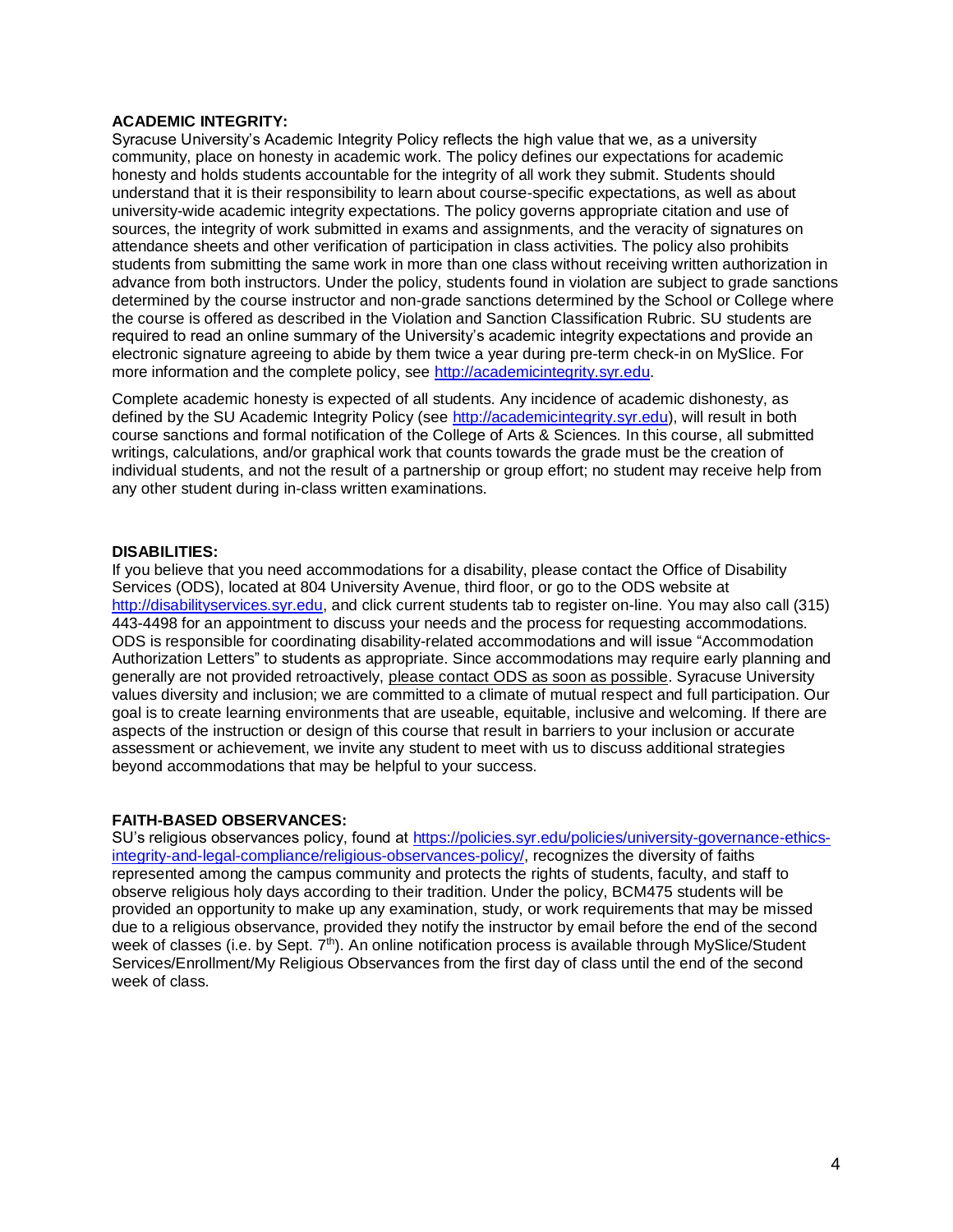**ACADEMIC INTEGRITY:**
Syracuse University's Academic Integrity Policy reflects the high value that we, as a university community, place on honesty in academic work. The policy defines our expectations for academic honesty and holds students accountable for the integrity of all work they submit. Students should understand that it is their responsibility to learn about course-specific expectations, as well as about university-wide academic integrity expectations. The policy governs appropriate citation and use of sources, the integrity of work submitted in exams and assignments, and the veracity of signatures on attendance sheets and other verification of participation in class activities. The policy also prohibits students from submitting the same work in more than one class without receiving written authorization in advance from both instructors. Under the policy, students found in violation are subject to grade sanctions determined by the course instructor and non-grade sanctions determined by the School or College where the course is offered as described in the Violation and Sanction Classification Rubric. SU students are required to read an online summary of the University's academic integrity expectations and provide an electronic signature agreeing to abide by them twice a year during pre-term check-in on MySlice. For more information and the complete policy, see [http://academicintegrity.syr.edu](http://academicintegrity.syr.edu).

Complete academic honesty is expected of all students. Any incidence of academic dishonesty, as defined by the SU Academic Integrity Policy (see [http://academicintegrity.syr.edu](http://academicintegrity.syr.edu)), will result in both course sanctions and formal notification of the College of Arts & Sciences. In this course, all submitted writings, calculations, and/or graphical work that counts towards the grade must be the creation of individual students, and not the result of a partnership or group effort; no student may receive help from any other student during in-class written examinations.

**DISABILITIES:**
If you believe that you need accommodations for a disability, please contact the Office of Disability Services (ODS), located at 804 University Avenue, third floor, or go to the ODS website at [http://disabilityservices.syr.edu](http://disabilityservices.syr.edu), and click current students tab to register on-line. You may also call (315) 443-4498 for an appointment to discuss your needs and the process for requesting accommodations. ODS is responsible for coordinating disability-related accommodations and will issue "Accommodation Authorization Letters" to students as appropriate. Since accommodations may require early planning and generally are not provided retroactively, please contact ODS as soon as possible. Syracuse University values diversity and inclusion; we are committed to a climate of mutual respect and full participation. Our goal is to create learning environments that are useable, equitable, inclusive and welcoming. If there are aspects of the instruction or design of this course that result in barriers to your inclusion or accurate assessment or achievement, we invite any student to meet with us to discuss additional strategies beyond accommodations that may be helpful to your success.

**FAITH-BASED OBSERVANCES:**
SU's religious observances policy, found at [https://policies.syr.edu/policies/university-governance-ethics-integrity-and-legal-compliance/religious-observances-policy/](https://policies.syr.edu/policies/university-governance-ethics-integrity-and-legal-compliance/religious-observances-policy/), recognizes the diversity of faiths represented among the campus community and protects the rights of students, faculty, and staff to observe religious holy days according to their tradition. Under the policy, BCM475 students will be provided an opportunity to make up any examination, study, or work requirements that may be missed due to a religious observance, provided they notify the instructor by email before the end of the second week of classes (i.e. by Sept. 7th). An online notification process is available through MySlice/Student Services/Enrollment/My Religious Observances from the first day of class until the end of the second week of class.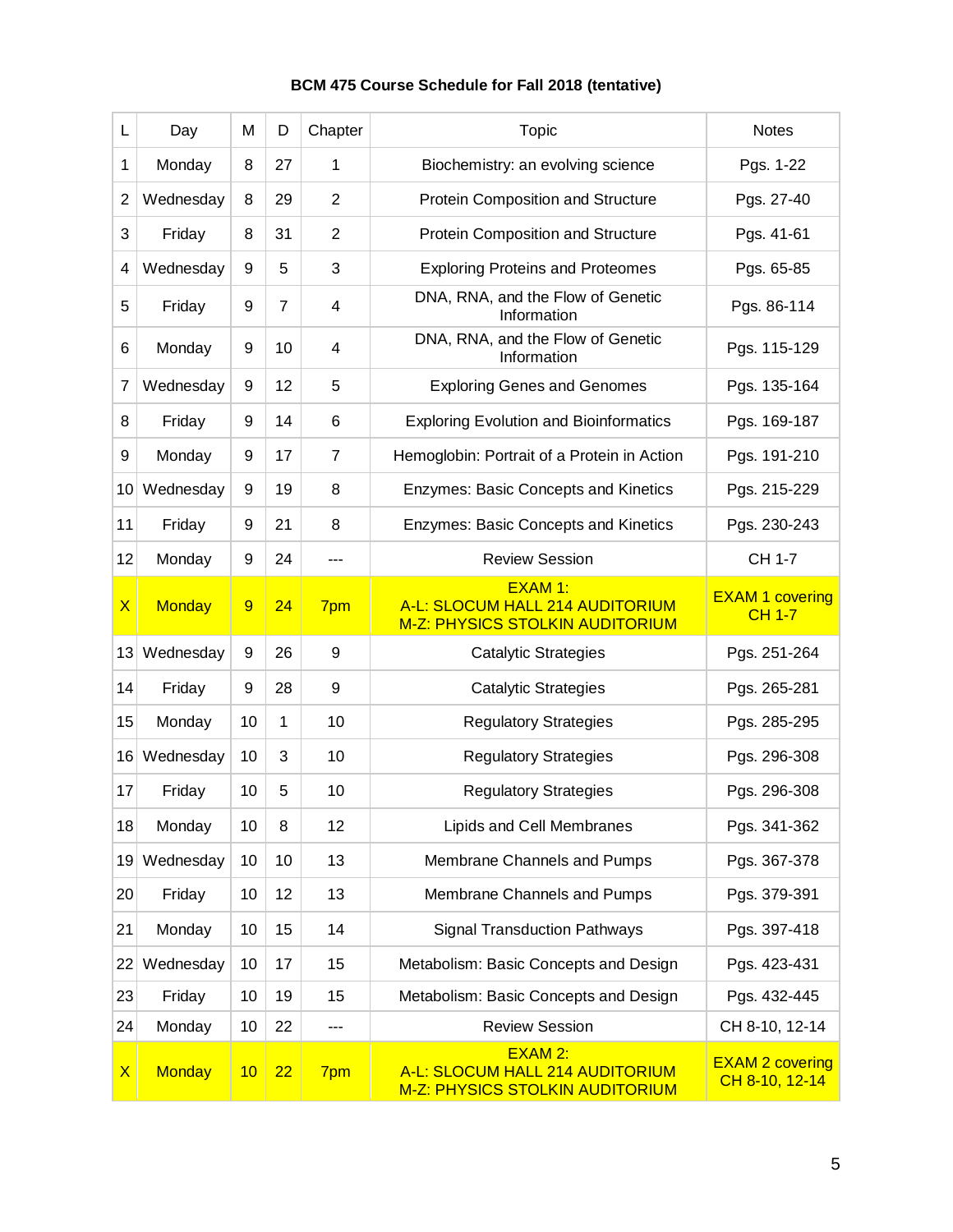**BCM 475 Course Schedule for Fall 2018 (tentative)**

| L | Day | M | D | Chapter | Topic | Notes |
|---|---|---|---|---|---|---|
| 1 | Monday | 8 | 27 | 1 | Biochemistry: an evolving science | Pgs. 1-22 |
| 2 | Wednesday | 8 | 29 | 2 | Protein Composition and Structure | Pgs. 27-40 |
| 3 | Friday | 8 | 31 | 2 | Protein Composition and Structure | Pgs. 41-61 |
| 4 | Wednesday | 9 | 5 | 3 | Exploring Proteins and Proteomes | Pgs. 65-85 |
| 5 | Friday | 9 | 7 | 4 | DNA, RNA, and the Flow of Genetic Information | Pgs. 86-114 |
| 6 | Monday | 9 | 10 | 4 | DNA, RNA, and the Flow of Genetic Information | Pgs. 115-129 |
| 7 | Wednesday | 9 | 12 | 5 | Exploring Genes and Genomes | Pgs. 135-164 |
| 8 | Friday | 9 | 14 | 6 | Exploring Evolution and Bioinformatics | Pgs. 169-187 |
| 9 | Monday | 9 | 17 | 7 | Hemoglobin: Portrait of a Protein in Action | Pgs. 191-210 |
| 10 | Wednesday | 9 | 19 | 8 | Enzymes: Basic Concepts and Kinetics | Pgs. 215-229 |
| 11 | Friday | 9 | 21 | 8 | Enzymes: Basic Concepts and Kinetics | Pgs. 230-243 |
| 12 | Monday | 9 | 24 | --- | Review Session | CH 1-7 |
| X | Monday | 9 | 24 | 7pm | EXAM 1: A-L: SLOCUM HALL 214 AUDITORIUM M-Z: PHYSICS STOLKIN AUDITORIUM | EXAM 1 covering CH 1-7 |
| 13 | Wednesday | 9 | 26 | 9 | Catalytic Strategies | Pgs. 251-264 |
| 14 | Friday | 9 | 28 | 9 | Catalytic Strategies | Pgs. 265-281 |
| 15 | Monday | 10 | 1 | 10 | Regulatory Strategies | Pgs. 285-295 |
| 16 | Wednesday | 10 | 3 | 10 | Regulatory Strategies | Pgs. 296-308 |
| 17 | Friday | 10 | 5 | 10 | Regulatory Strategies | Pgs. 296-308 |
| 18 | Monday | 10 | 8 | 12 | Lipids and Cell Membranes | Pgs. 341-362 |
| 19 | Wednesday | 10 | 10 | 13 | Membrane Channels and Pumps | Pgs. 367-378 |
| 20 | Friday | 10 | 12 | 13 | Membrane Channels and Pumps | Pgs. 379-391 |
| 21 | Monday | 10 | 15 | 14 | Signal Transduction Pathways | Pgs. 397-418 |
| 22 | Wednesday | 10 | 17 | 15 | Metabolism: Basic Concepts and Design | Pgs. 423-431 |
| 23 | Friday | 10 | 19 | 15 | Metabolism: Basic Concepts and Design | Pgs. 432-445 |
| 24 | Monday | 10 | 22 | --- | Review Session | CH 8-10, 12-14 |
| X | Monday | 10 | 22 | 7pm | EXAM 2: A-L: SLOCUM HALL 214 AUDITORIUM M-Z: PHYSICS STOLKIN AUDITORIUM | EXAM 2 covering CH 8-10, 12-14 |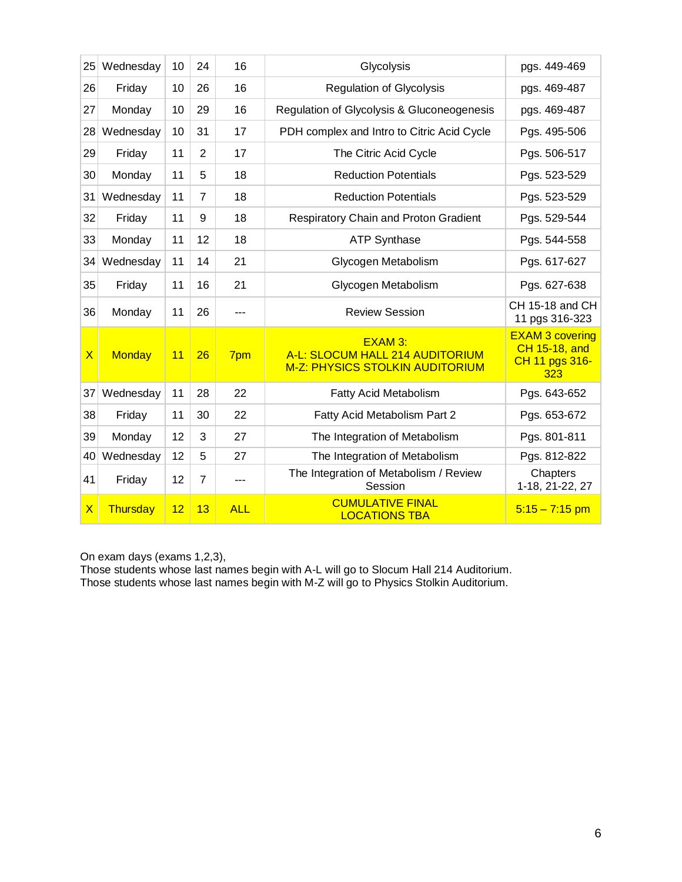| | | | | | | |
|---|---|---|---|---|---|---|
| 25 | Wednesday | 10 | 24 | 16 | Glycolysis | pgs. 449-469 |
| 26 | Friday | 10 | 26 | 16 | Regulation of Glycolysis | pgs. 469-487 |
| 27 | Monday | 10 | 29 | 16 | Regulation of Glycolysis & Gluconeogenesis | pgs. 469-487 |
| 28 | Wednesday | 10 | 31 | 17 | PDH complex and Intro to Citric Acid Cycle | Pgs. 495-506 |
| 29 | Friday | 11 | 2 | 17 | The Citric Acid Cycle | Pgs. 506-517 |
| 30 | Monday | 11 | 5 | 18 | Reduction Potentials | Pgs. 523-529 |
| 31 | Wednesday | 11 | 7 | 18 | Reduction Potentials | Pgs. 523-529 |
| 32 | Friday | 11 | 9 | 18 | Respiratory Chain and Proton Gradient | Pgs. 529-544 |
| 33 | Monday | 11 | 12 | 18 | ATP Synthase | Pgs. 544-558 |
| 34 | Wednesday | 11 | 14 | 21 | Glycogen Metabolism | Pgs. 617-627 |
| 35 | Friday | 11 | 16 | 21 | Glycogen Metabolism | Pgs. 627-638 |
| 36 | Monday | 11 | 26 | --- | Review Session | CH 15-18 and CH 11 pgs 316-323 |
| X | Monday | 11 | 26 | 7pm | EXAM 3: A-L: SLOCUM HALL 214 AUDITORIUM M-Z: PHYSICS STOLKIN AUDITORIUM | EXAM 3 covering CH 15-18, and CH 11 pgs 316-323 |
| 37 | Wednesday | 11 | 28 | 22 | Fatty Acid Metabolism | Pgs. 643-652 |
| 38 | Friday | 11 | 30 | 22 | Fatty Acid Metabolism Part 2 | Pgs. 653-672 |
| 39 | Monday | 12 | 3 | 27 | The Integration of Metabolism | Pgs. 801-811 |
| 40 | Wednesday | 12 | 5 | 27 | The Integration of Metabolism | Pgs. 812-822 |
| 41 | Friday | 12 | 7 | --- | The Integration of Metabolism / Review Session | Chapters 1-18, 21-22, 27 |
| X | Thursday | 12 | 13 | ALL | CUMULATIVE FINAL LOCATIONS TBA | 5:15 – 7:15 pm |

On exam days (exams 1,2,3),
Those students whose last names begin with A-L will go to Slocum Hall 214 Auditorium.
Those students whose last names begin with M-Z will go to Physics Stolkin Auditorium.